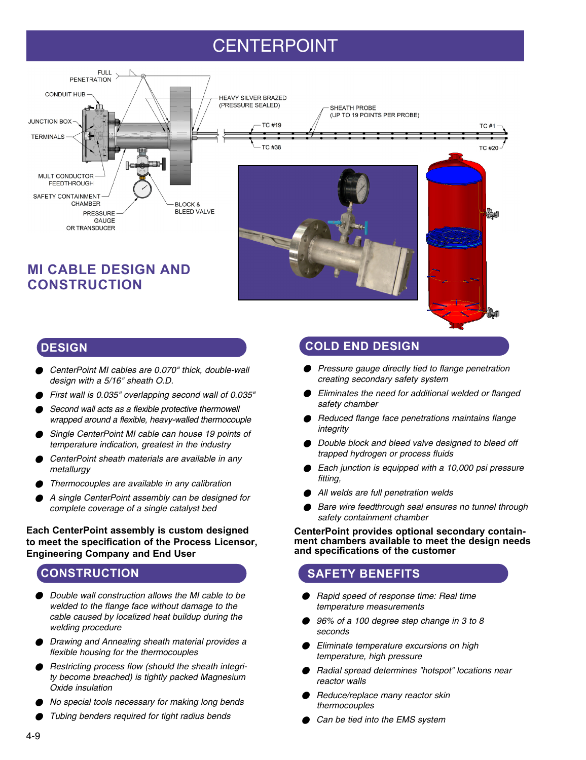# CENTERPOINT

FULL PENETRATION

CONDUIT HUB

JUNCTION BOX

TERMINALS

MULTICONDUCTOR FEEDTHROUGH

SAFETY CONTAINMENT CHAMBER

PRESSURE GAUGE OR TRANSDUCER

BLOCK & BLEED VALVE

HEAVY SILVER BRAZED (PRESSURE SEALED)

SHEATH PROBE (UP TO 19 POINTS PER PROBE)

TC #19

TC #38

TC #1

TC #20

## MI CABLE DESIGN AND CONSTRUCTION

## DESIGN

- *CenterPoint MI cables are 0.070" thick, double-wall design with a 5/16" sheath O.D.*
- *First wall is 0.035" overlapping second wall of 0.035"*
- *Second wall acts as a flexible protective thermowell wrapped around a flexible, heavy-walled thermocouple*
- *Single CenterPoint MI cable can house 19 points of temperature indication, greatest in the industry*
- *CenterPoint sheath materials are available in any metallurgy*
- *Thermocouples are available in any calibration*
- *A single CenterPoint assembly can be designed for complete coverage of a single catalyst bed*

**Each CenterPoint assembly is custom designed to meet the specification of the Process Licensor, Engineering Company and End User**

## CONSTRUCTION

- *Double wall construction allows the MI cable to be welded to the flange face without damage to the cable caused by localized heat buildup during the welding procedure*
- *Drawing and Annealing sheath material provides a flexible housing for the thermocouples*
- *Restricting process flow (should the sheath integrity become breached) is tightly packed Magnesium Oxide insulation*
- *No special tools necessary for making long bends*
- *Tubing benders required for tight radius bends*

## COLD END DESIGN

- *Pressure gauge directly tied to flange penetration creating secondary safety system*
- *Eliminates the need for additional welded or flanged safety chamber*
- *Reduced flange face penetrations maintains flange integrity*
- *Double block and bleed valve designed to bleed off trapped hydrogen or process fluids*
- *Each junction is equipped with a 10,000 psi pressure fitting,*
- *All welds are full penetration welds*
- *Bare wire feedthrough seal ensures no tunnel through safety containment chamber*

**CenterPoint provides optional secondary containment chambers available to meet the design needs and specifications of the customer**

## SAFETY BENEFITS

- *Rapid speed of response time: Real time temperature measurements*
- *96% of a 100 degree step change in 3 to 8 seconds*
- *Eliminate temperature excursions on high temperature, high pressure*
- *Radial spread determines "hotspot" locations near reactor walls*
- *Reduce/replace many reactor skin thermocouples*
- *Can be tied into the EMS system*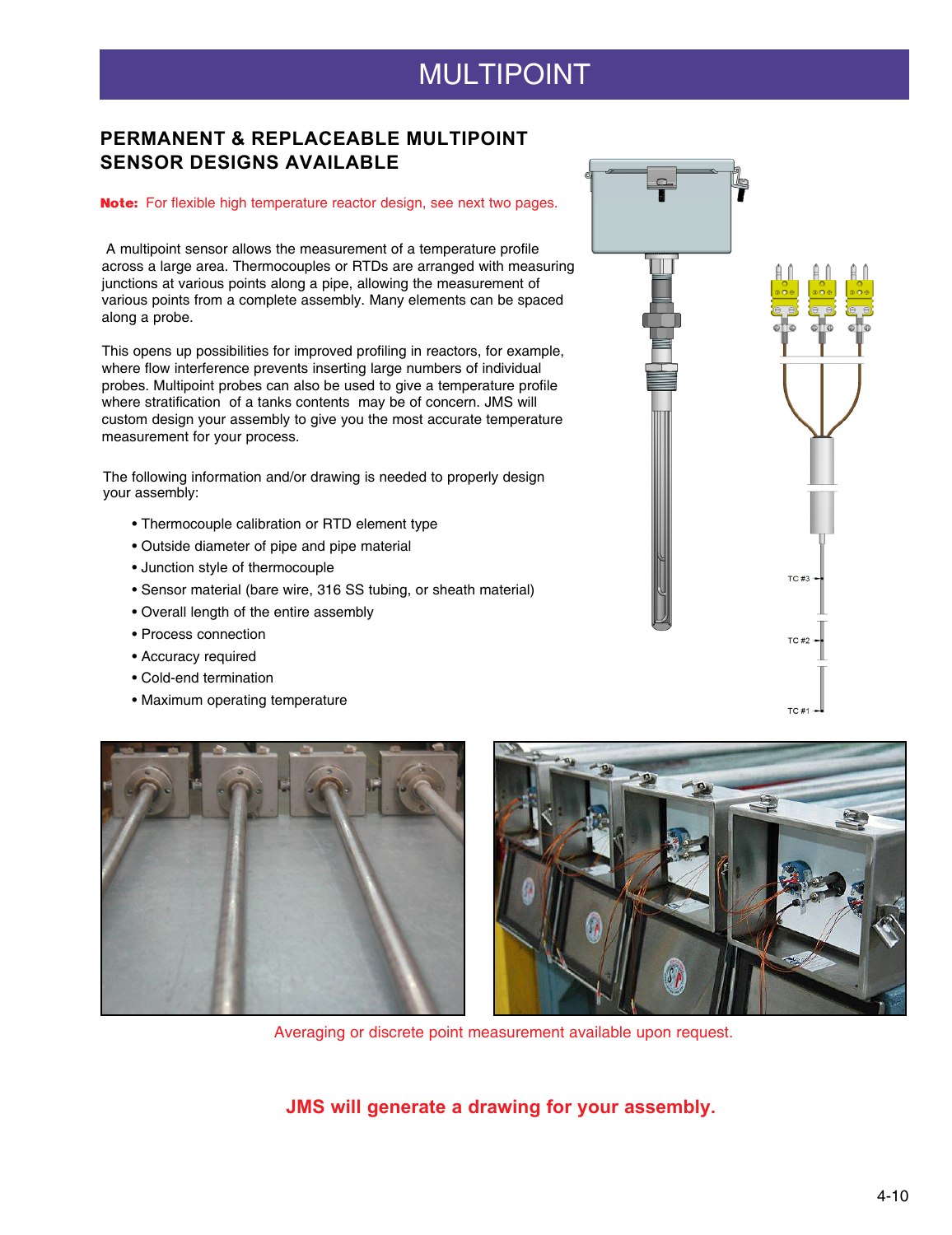# MULTIPOINT

## PERMANENT & REPLACEABLE MULTIPOINT SENSOR DESIGNS AVAILABLE

**Note:** For flexible high temperature reactor design, see next two pages.

A multipoint sensor allows the measurement of a temperature profile across a large area. Thermocouples or RTDs are arranged with measuring junctions at various points along a pipe, allowing the measurement of various points from a complete assembly. Many elements can be spaced along a probe.

This opens up possibilities for improved profiling in reactors, for example, where flow interference prevents inserting large numbers of individual probes. Multipoint probes can also be used to give a temperature profile where stratification of a tanks contents may be of concern. JMS will custom design your assembly to give you the most accurate temperature measurement for your process.

The following information and/or drawing is needed to properly design your assembly:

- Thermocouple calibration or RTD element type
- Outside diameter of pipe and pipe material
- Junction style of thermocouple
- Sensor material (bare wire, 316 SS tubing, or sheath material)
- Overall length of the entire assembly
- Process connection
- Accuracy required
- Cold-end termination
- Maximum operating temperature

TC #3

TC #2

TC #1

Averaging or discrete point measurement available upon request.

**JMS will generate a drawing for your assembly.**